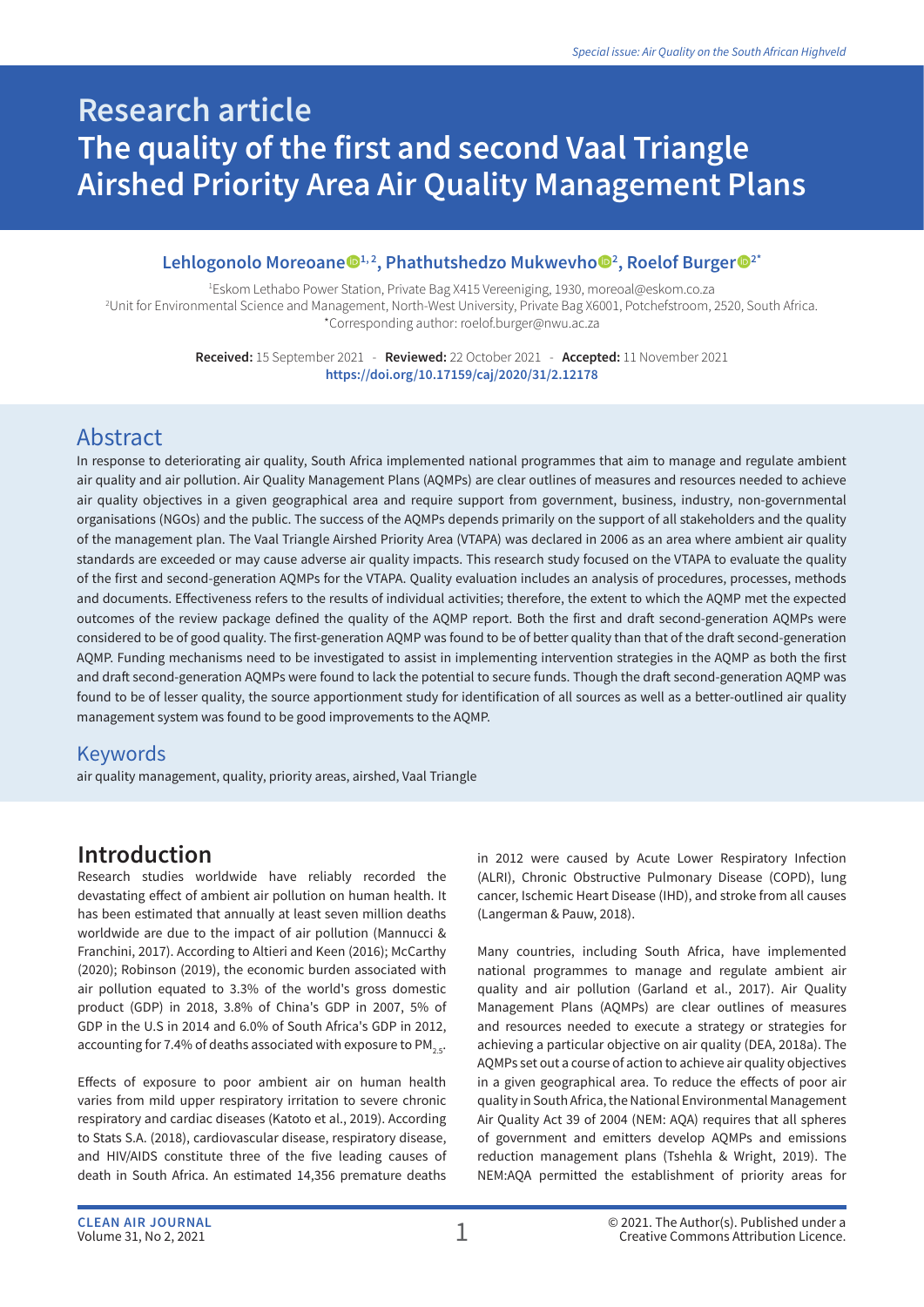Special issue: Air Quality on the South African Highveld

# Research article
# The quality of the first and second Vaal Triangle Airshed Priority Area Air Quality Management Plans

**Lehlogonolo Moreoane**[1,2], **Phathutshedzo Mukwevho**[2], **Roelof Burger**[2*]

[1]Eskom Lethabo Power Station, Private Bag X415 Vereeniging, 1930, moreoal@eskom.co.za
[2]Unit for Environmental Science and Management, North-West University, Private Bag X6001, Potchefstroom, 2520, South Africa.
*Corresponding author: roelof.burger@nwu.ac.za

**Received:** 15 September 2021 - **Reviewed:** 22 October 2021 - **Accepted:** 11 November 2021
https://doi.org/10.17159/caj/2020/31/2.12178

## Abstract

In response to deteriorating air quality, South Africa implemented national programmes that aim to manage and regulate ambient air quality and air pollution. Air Quality Management Plans (AQMPs) are clear outlines of measures and resources needed to achieve air quality objectives in a given geographical area and require support from government, business, industry, non-governmental organisations (NGOs) and the public. The success of the AQMPs depends primarily on the support of all stakeholders and the quality of the management plan. The Vaal Triangle Airshed Priority Area (VTAPA) was declared in 2006 as an area where ambient air quality standards are exceeded or may cause adverse air quality impacts. This research study focused on the VTAPA to evaluate the quality of the first and second-generation AQMPs for the VTAPA. Quality evaluation includes an analysis of procedures, processes, methods and documents. Effectiveness refers to the results of individual activities; therefore, the extent to which the AQMP met the expected outcomes of the review package defined the quality of the AQMP report. Both the first and draft second-generation AQMPs were considered to be of good quality. The first-generation AQMP was found to be of better quality than that of the draft second-generation AQMP. Funding mechanisms need to be investigated to assist in implementing intervention strategies in the AQMP as both the first and draft second-generation AQMPs were found to lack the potential to secure funds. Though the draft second-generation AQMP was found to be of lesser quality, the source apportionment study for identification of all sources as well as a better-outlined air quality management system was found to be good improvements to the AQMP.

## Keywords

air quality management, quality, priority areas, airshed, Vaal Triangle

## Introduction

Research studies worldwide have reliably recorded the devastating effect of ambient air pollution on human health. It has been estimated that annually at least seven million deaths worldwide are due to the impact of air pollution (Mannucci & Franchini, 2017). According to Altieri and Keen (2016); McCarthy (2020); Robinson (2019), the economic burden associated with air pollution equated to 3.3% of the world's gross domestic product (GDP) in 2018, 3.8% of China's GDP in 2007, 5% of GDP in the U.S in 2014 and 6.0% of South Africa's GDP in 2012, accounting for 7.4% of deaths associated with exposure to $PM_{2.5}$.

Effects of exposure to poor ambient air on human health varies from mild upper respiratory irritation to severe chronic respiratory and cardiac diseases (Katoto et al., 2019). According to Stats S.A. (2018), cardiovascular disease, respiratory disease, and HIV/AIDS constitute three of the five leading causes of death in South Africa. An estimated 14,356 premature deaths in 2012 were caused by Acute Lower Respiratory Infection (ALRI), Chronic Obstructive Pulmonary Disease (COPD), lung cancer, Ischemic Heart Disease (IHD), and stroke from all causes (Langerman & Pauw, 2018).

Many countries, including South Africa, have implemented national programmes to manage and regulate ambient air quality and air pollution (Garland et al., 2017). Air Quality Management Plans (AQMPs) are clear outlines of measures and resources needed to execute a strategy or strategies for achieving a particular objective on air quality (DEA, 2018a). The AQMPs set out a course of action to achieve air quality objectives in a given geographical area. To reduce the effects of poor air quality in South Africa, the National Environmental Management Air Quality Act 39 of 2004 (NEM: AQA) requires that all spheres of government and emitters develop AQMPs and emissions reduction management plans (Tshehla & Wright, 2019). The NEM:AQA permitted the establishment of priority areas for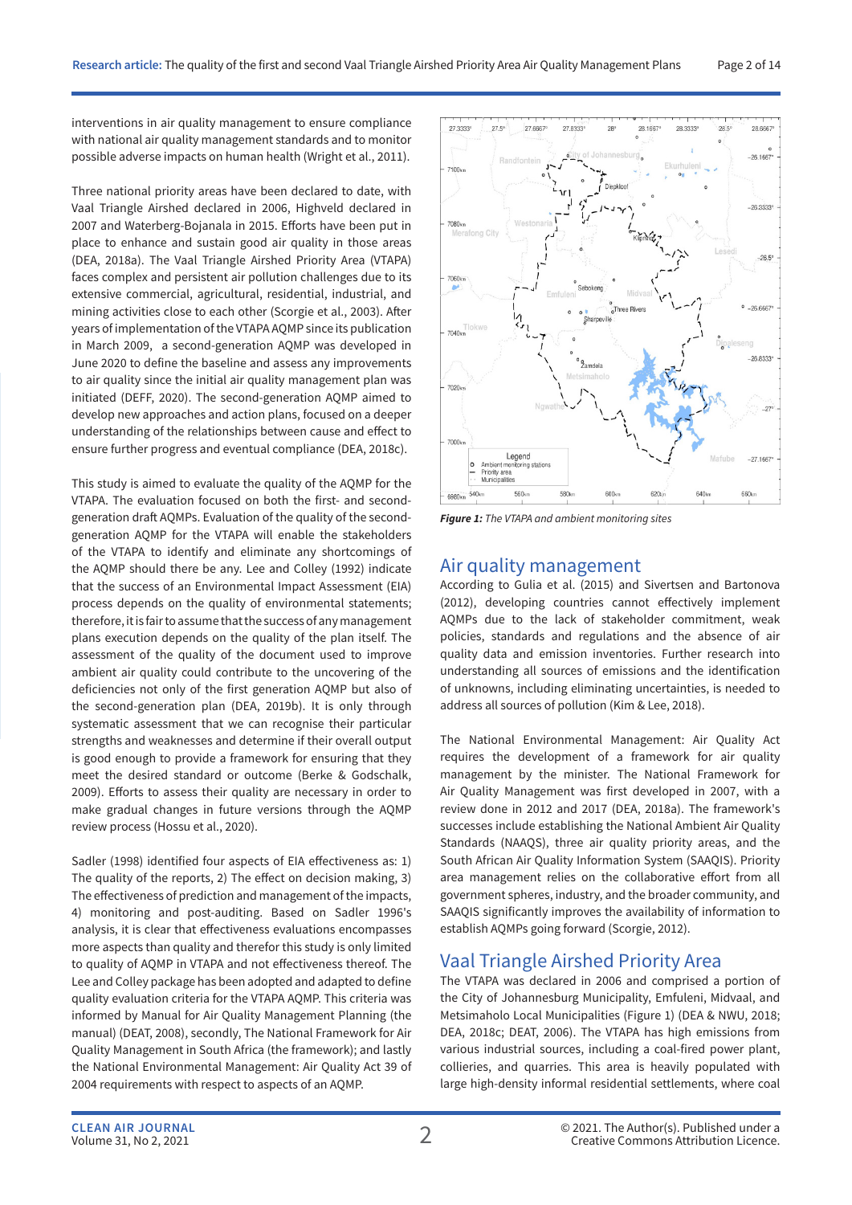interventions in air quality management to ensure compliance with national air quality management standards and to monitor possible adverse impacts on human health (Wright et al., 2011).

Three national priority areas have been declared to date, with Vaal Triangle Airshed declared in 2006, Highveld declared in 2007 and Waterberg-Bojanala in 2015. Efforts have been put in place to enhance and sustain good air quality in those areas (DEA, 2018a). The Vaal Triangle Airshed Priority Area (VTAPA) faces complex and persistent air pollution challenges due to its extensive commercial, agricultural, residential, industrial, and mining activities close to each other (Scorgie et al., 2003). After years of implementation of the VTAPA AQMP since its publication in March 2009, a second-generation AQMP was developed in June 2020 to define the baseline and assess any improvements to air quality since the initial air quality management plan was initiated (DEFF, 2020). The second-generation AQMP aimed to develop new approaches and action plans, focused on a deeper understanding of the relationships between cause and effect to ensure further progress and eventual compliance (DEA, 2018c).

This study is aimed to evaluate the quality of the AQMP for the VTAPA. The evaluation focused on both the first- and second-generation draft AQMPs. Evaluation of the quality of the second-generation AQMP for the VTAPA will enable the stakeholders of the VTAPA to identify and eliminate any shortcomings of the AQMP should there be any. Lee and Colley (1992) indicate that the success of an Environmental Impact Assessment (EIA) process depends on the quality of environmental statements; therefore, it is fair to assume that the success of any management plans execution depends on the quality of the plan itself. The assessment of the quality of the document used to improve ambient air quality could contribute to the uncovering of the deficiencies not only of the first generation AQMP but also of the second-generation plan (DEA, 2019b). It is only through systematic assessment that we can recognise their particular strengths and weaknesses and determine if their overall output is good enough to provide a framework for ensuring that they meet the desired standard or outcome (Berke & Godschalk, 2009). Efforts to assess their quality are necessary in order to make gradual changes in future versions through the AQMP review process (Hossu et al., 2020).

Sadler (1998) identified four aspects of EIA effectiveness as: 1) The quality of the reports, 2) The effect on decision making, 3) The effectiveness of prediction and management of the impacts, 4) monitoring and post-auditing. Based on Sadler 1996's analysis, it is clear that effectiveness evaluations encompass more aspects than quality and therefor this study is only limited to quality of AQMP in VTAPA and not effectiveness thereof. The Lee and Colley package has been adopted and adapted to define quality evaluation criteria for the VTAPA AQMP. This criteria was informed by Manual for Air Quality Management Planning (the manual) (DEAT, 2008), secondly, The National Framework for Air Quality Management in South Africa (the framework); and lastly the National Environmental Management: Air Quality Act 39 of 2004 requirements with respect to aspects of an AQMP.

***Figure 1:*** *The VTAPA and ambient monitoring sites*

## Air quality management

According to Gulia et al. (2015) and Sivertsen and Bartonova (2012), developing countries cannot effectively implement AQMPs due to the lack of stakeholder commitment, weak policies, standards and regulations and the absence of air quality data and emission inventories. Further research into understanding all sources of emissions and the identification of unknowns, including eliminating uncertainties, is needed to address all sources of pollution (Kim & Lee, 2018).

The National Environmental Management: Air Quality Act requires the development of a framework for air quality management by the minister. The National Framework for Air Quality Management was first developed in 2007, with a review done in 2012 and 2017 (DEA, 2018a). The framework's successes include establishing the National Ambient Air Quality Standards (NAAQS), three air quality priority areas, and the South African Air Quality Information System (SAAQIS). Priority area management relies on the collaborative effort from all government spheres, industry, and the broader community, and SAAQIS significantly improves the availability of information to establish AQMPs going forward (Scorgie, 2012).

## Vaal Triangle Airshed Priority Area

The VTAPA was declared in 2006 and comprised a portion of the City of Johannesburg Municipality, Emfuleni, Midvaal, and Metsimaholo Local Municipalities (Figure 1) (DEA & NWU, 2018; DEA, 2018c; DEAT, 2006). The VTAPA has high emissions from various industrial sources, including a coal-fired power plant, collieries, and quarries. This area is heavily populated with large high-density informal residential settlements, where coal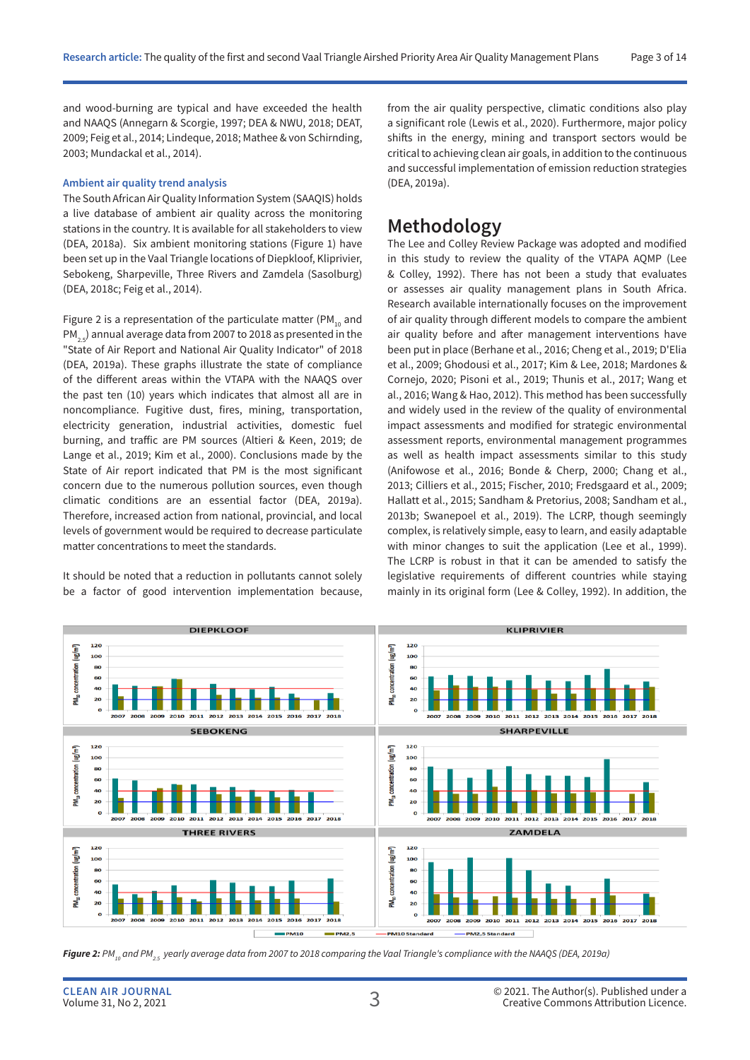and wood-burning are typical and have exceeded the health and NAAQS (Annegarn & Scorgie, 1997; DEA & NWU, 2018; DEAT, 2009; Feig et al., 2014; Lindeque, 2018; Mathee & von Schirnding, 2003; Mundackal et al., 2014).

### Ambient air quality trend analysis

The South African Air Quality Information System (SAAQIS) holds a live database of ambient air quality across the monitoring stations in the country. It is available for all stakeholders to view (DEA, 2018a). Six ambient monitoring stations (Figure 1) have been set up in the Vaal Triangle locations of Diepkloof, Kliprivier, Sebokeng, Sharpeville, Three Rivers and Zamdela (Sasolburg) (DEA, 2018c; Feig et al., 2014).

Figure 2 is a representation of the particulate matter ($PM_{10}$ and $PM_{2.5}$) annual average data from 2007 to 2018 as presented in the "State of Air Report and National Air Quality Indicator" of 2018 (DEA, 2019a). These graphs illustrate the state of compliance of the different areas within the VTAPA with the NAAQS over the past ten (10) years which indicates that almost all are in noncompliance. Fugitive dust, fires, mining, transportation, electricity generation, industrial activities, domestic fuel burning, and traffic are PM sources (Altieri & Keen, 2019; de Lange et al., 2019; Kim et al., 2000). Conclusions made by the State of Air report indicated that PM is the most significant concern due to the numerous pollution sources, even though climatic conditions are an essential factor (DEA, 2019a). Therefore, increased action from national, provincial, and local levels of government would be required to decrease particulate matter concentrations to meet the standards.

It should be noted that a reduction in pollutants cannot solely be a factor of good intervention implementation because, from the air quality perspective, climatic conditions also play a significant role (Lewis et al., 2020). Furthermore, major policy shifts in the energy, mining and transport sectors would be critical to achieving clean air goals, in addition to the continuous and successful implementation of emission reduction strategies (DEA, 2019a).

## Methodology

The Lee and Colley Review Package was adopted and modified in this study to review the quality of the VTAPA AQMP (Lee & Colley, 1992). There has not been a study that evaluates or assesses air quality management plans in South Africa. Research available internationally focuses on the improvement of air quality through different models to compare the ambient air quality before and after management interventions have been put in place (Berhane et al., 2016; Cheng et al., 2019; D'Elia et al., 2009; Ghodousi et al., 2017; Kim & Lee, 2018; Mardones & Cornejo, 2020; Pisoni et al., 2019; Thunis et al., 2017; Wang et al., 2016; Wang & Hao, 2012). This method has been successfully and widely used in the review of the quality of environmental impact assessments and modified for strategic environmental assessment reports, environmental management programmes as well as health impact assessments similar to this study (Anifowose et al., 2016; Bonde & Cherp, 2000; Chang et al., 2013; Cilliers et al., 2015; Fischer, 2010; Fredsgaard et al., 2009; Hallatt et al., 2015; Sandham & Pretorius, 2008; Sandham et al., 2013b; Swanepoel et al., 2019). The LCRP, though seemingly complex, is relatively simple, easy to learn, and easily adaptable with minor changes to suit the application (Lee et al., 1999). The LCRP is robust in that it can be amended to satisfy the legislative requirements of different countries while staying mainly in its original form (Lee & Colley, 1992). In addition, the

***Figure 2:*** *$PM_{10}$ and $PM_{2.5}$ yearly average data from 2007 to 2018 comparing the Vaal Triangle's compliance with the NAAQS (DEA, 2019a)*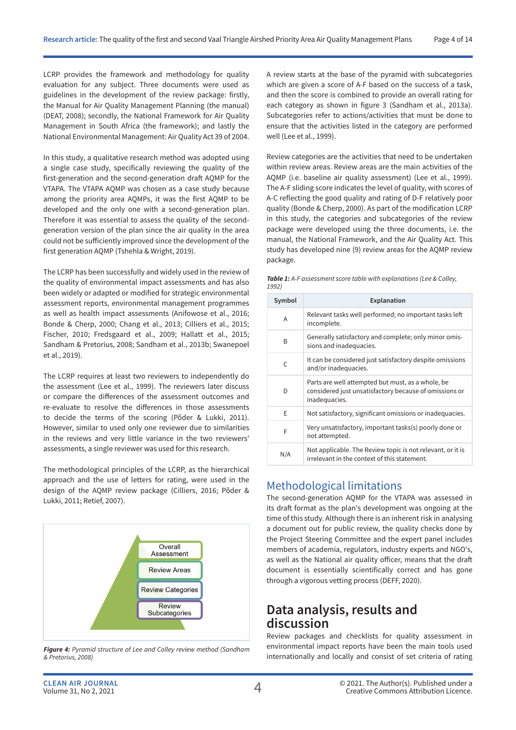LCRP provides the framework and methodology for quality evaluation for any subject. Three documents were used as guidelines in the development of the review package: firstly, the Manual for Air Quality Management Planning (the manual) (DEAT, 2008); secondly, the National Framework for Air Quality Management in South Africa (the framework); and lastly the National Environmental Management: Air Quality Act 39 of 2004.

In this study, a qualitative research method was adopted using a single case study, specifically reviewing the quality of the first-generation and the second-generation draft AQMP for the VTAPA. The VTAPA AQMP was chosen as a case study because among the priority area AQMPs, it was the first AQMP to be developed and the only one with a second-generation plan. Therefore it was essential to assess the quality of the second-generation version of the plan since the air quality in the area could not be sufficiently improved since the development of the first generation AQMP (Tshehla & Wright, 2019).

The LCRP has been successfully and widely used in the review of the quality of environmental impact assessments and has also been widely or adapted or modified for strategic environmental assessment reports, environmental management programmes as well as health impact assessments (Anifowose et al., 2016; Bonde & Cherp, 2000; Chang et al., 2013; Cilliers et al., 2015; Fischer, 2010; Fredsgaard et al., 2009; Hallatt et al., 2015; Sandham & Pretorius, 2008; Sandham et al., 2013b; Swanepoel et al., 2019).

The LCRP requires at least two reviewers to independently do the assessment (Lee et al., 1999). The reviewers later discuss or compare the differences of the assessment outcomes and re-evaluate to resolve the differences in those assessments to decide the terms of the scoring (Põder & Lukki, 2011). However, similar to used only one reviewer due to similarities in the reviews and very little variance in the two reviewers' assessments, a single reviewer was used for this research.

The methodological principles of the LCRP, as the hierarchical approach and the use of letters for rating, were used in the design of the AQMP review package (Cilliers, 2016; Põder & Lukki, 2011; Retief, 2007).

Overall Assessment

Review Areas

Review Categories

Review Subcategories

*Figure 4: Pyramid structure of Lee and Colley review method (Sandham & Pretorius, 2008)*

A review starts at the base of the pyramid with subcategories which are given a score of A-F based on the success of a task, and then the score is combined to provide an overall rating for each category as shown in figure 3 (Sandham et al., 2013a). Subcategories refer to actions/activities that must be done to ensure that the activities listed in the category are performed well (Lee et al., 1999).

Review categories are the activities that need to be undertaken within review areas. Review areas are the main activities of the AQMP (i.e. baseline air quality assessment) (Lee et al., 1999). The A-F sliding score indicates the level of quality, with scores of A-C reflecting the good quality and rating of D-F relatively poor quality (Bonde & Cherp, 2000). As part of the modification LCRP in this study, the categories and subcategories of the review package were developed using the three documents, i.e. the manual, the National Framework, and the Air Quality Act. This study has developed nine (9) review areas for the AQMP review package.

***Table 1:** A-F assessment score table with explanations (Lee & Colley, 1992)*

| Symbol | Explanation |
|---|---|
| A | Relevant tasks well performed; no important tasks left incomplete. |
| B | Generally satisfactory and complete; only minor omissions and inadequacies. |
| C | It can be considered just satisfactory despite omissions and/or inadequacies. |
| D | Parts are well attempted but must, as a whole, be considered just unsatisfactory because of omissions or inadequacies. |
| E | Not satisfactory, significant omissions or inadequacies. |
| F | Very unsatisfactory, important tasks(s) poorly done or not attempted. |
| N/A | Not applicable. The Review topic is not relevant, or it is irrelevant in the context of this statement. |

## Methodological limitations

The second-generation AQMP for the VTAPA was assessed in its draft format as the plan's development was ongoing at the time of this study. Although there is an inherent risk in analysing a document out for public review, the quality checks done by the Project Steering Committee and the expert panel includes members of academia, regulators, industry experts and NGO's, as well as the National air quality officer, means that the draft document is essentially scientifically correct and has gone through a vigorous vetting process (DEFF, 2020).

# Data analysis, results and discussion

Review packages and checklists for quality assessment in environmental impact reports have been the main tools used internationally and locally and consist of set criteria of rating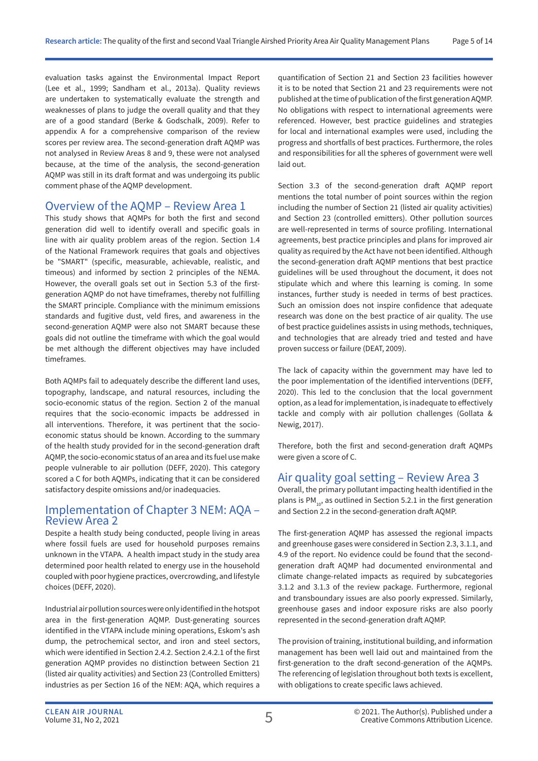evaluation tasks against the Environmental Impact Report (Lee et al., 1999; Sandham et al., 2013a). Quality reviews are undertaken to systematically evaluate the strength and weaknesses of plans to judge the overall quality and that they are of a good standard (Berke & Godschalk, 2009). Refer to appendix A for a comprehensive comparison of the review scores per review area. The second-generation draft AQMP was not analysed in Review Areas 8 and 9, these were not analysed because, at the time of the analysis, the second-generation AQMP was still in its draft format and was undergoing its public comment phase of the AQMP development.

## Overview of the AQMP – Review Area 1

This study shows that AQMPs for both the first and second generation did well to identify overall and specific goals in line with air quality problem areas of the region. Section 1.4 of the National Framework requires that goals and objectives be "SMART" (specific, measurable, achievable, realistic, and timeous) and informed by section 2 principles of the NEMA. However, the overall goals set out in Section 5.3 of the first-generation AQMP do not have timeframes, thereby not fulfilling the SMART principle. Compliance with the minimum emissions standards and fugitive dust, veld fires, and awareness in the second-generation AQMP were also not SMART because these goals did not outline the timeframe with which the goal would be met although the different objectives may have included timeframes.

Both AQMPs fail to adequately describe the different land uses, topography, landscape, and natural resources, including the socio-economic status of the region. Section 2 of the manual requires that the socio-economic impacts be addressed in all interventions. Therefore, it was pertinent that the socio-economic status should be known. According to the summary of the health study provided for in the second-generation draft AQMP, the socio-economic status of an area and its fuel use make people vulnerable to air pollution (DEFF, 2020). This category scored a C for both AQMPs, indicating that it can be considered satisfactory despite omissions and/or inadequacies.

## Implementation of Chapter 3 NEM: AQA – Review Area 2

Despite a health study being conducted, people living in areas where fossil fuels are used for household purposes remains unknown in the VTAPA. A health impact study in the study area determined poor health related to energy use in the household coupled with poor hygiene practices, overcrowding, and lifestyle choices (DEFF, 2020).

Industrial air pollution sources were only identified in the hotspot area in the first-generation AQMP. Dust-generating sources identified in the VTAPA include mining operations, Eskom's ash dump, the petrochemical sector, and iron and steel sectors, which were identified in Section 2.4.2. Section 2.4.2.1 of the first generation AQMP provides no distinction between Section 21 (listed air quality activities) and Section 23 (Controlled Emitters) industries as per Section 16 of the NEM: AQA, which requires a quantification of Section 21 and Section 23 facilities however it is to be noted that Section 21 and 23 requirements were not published at the time of publication of the first generation AQMP. No obligations with respect to international agreements were referenced. However, best practice guidelines and strategies for local and international examples were used, including the progress and shortfalls of best practices. Furthermore, the roles and responsibilities for all the spheres of government were well laid out.

Section 3.3 of the second-generation draft AQMP report mentions the total number of point sources within the region including the number of Section 21 (listed air quality activities) and Section 23 (controlled emitters). Other pollution sources are well-represented in terms of source profiling. International agreements, best practice principles and plans for improved air quality as required by the Act have not been identified. Although the second-generation draft AQMP mentions that best practice guidelines will be used throughout the document, it does not stipulate which and where this learning is coming. In some instances, further study is needed in terms of best practices. Such an omission does not inspire confidence that adequate research was done on the best practice of air quality. The use of best practice guidelines assists in using methods, techniques, and technologies that are already tried and tested and have proven success or failure (DEAT, 2009).

The lack of capacity within the government may have led to the poor implementation of the identified interventions (DEFF, 2020). This led to the conclusion that the local government option, as a lead for implementation, is inadequate to effectively tackle and comply with air pollution challenges (Gollata & Newig, 2017).

Therefore, both the first and second-generation draft AQMPs were given a score of C.

## Air quality goal setting – Review Area 3

Overall, the primary pollutant impacting health identified in the plans is $PM_{10}$, as outlined in Section 5.2.1 in the first generation and Section 2.2 in the second-generation draft AQMP.

The first-generation AQMP has assessed the regional impacts and greenhouse gases were considered in Section 2.3, 3.1.1, and 4.9 of the report. No evidence could be found that the second-generation draft AQMP had documented environmental and climate change-related impacts as required by subcategories 3.1.2 and 3.1.3 of the review package. Furthermore, regional and transboundary issues are also poorly expressed. Similarly, greenhouse gases and indoor exposure risks are also poorly represented in the second-generation draft AQMP.

The provision of training, institutional building, and information management has been well laid out and maintained from the first-generation to the draft second-generation of the AQMPs. The referencing of legislation throughout both texts is excellent, with obligations to create specific laws achieved.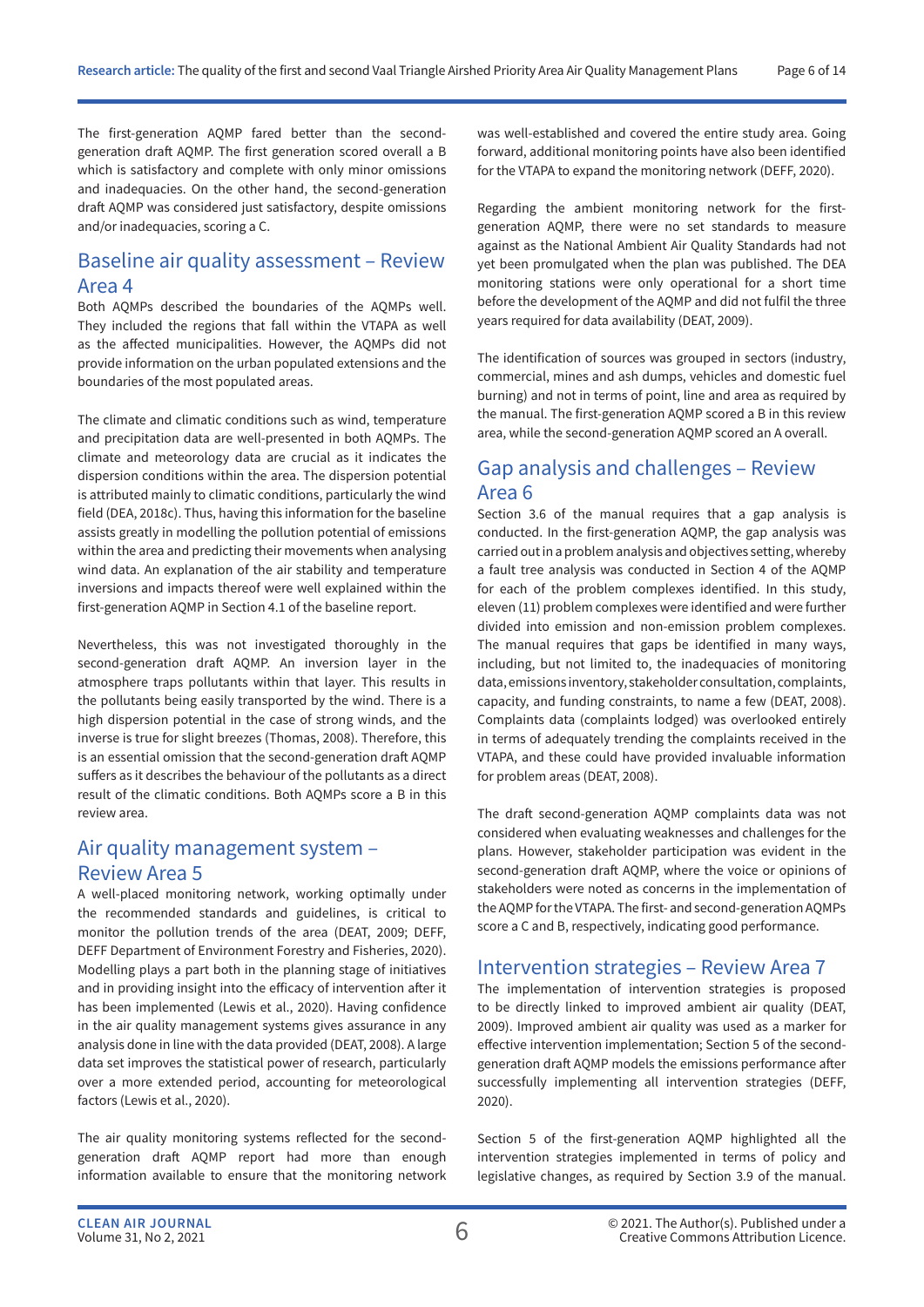The first-generation AQMP fared better than the second-generation draft AQMP. The first generation scored overall a B which is satisfactory and complete with only minor omissions and inadequacies. On the other hand, the second-generation draft AQMP was considered just satisfactory, despite omissions and/or inadequacies, scoring a C.

## Baseline air quality assessment – Review Area 4

Both AQMPs described the boundaries of the AQMPs well. They included the regions that fall within the VTAPA as well as the affected municipalities. However, the AQMPs did not provide information on the urban populated extensions and the boundaries of the most populated areas.

The climate and climatic conditions such as wind, temperature and precipitation data are well-presented in both AQMPs. The climate and meteorology data are crucial as it indicates the dispersion conditions within the area. The dispersion potential is attributed mainly to climatic conditions, particularly the wind field (DEA, 2018c). Thus, having this information for the baseline assists greatly in modelling the pollution potential of emissions within the area and predicting their movements when analysing wind data. An explanation of the air stability and temperature inversions and impacts thereof were well explained within the first-generation AQMP in Section 4.1 of the baseline report.

Nevertheless, this was not investigated thoroughly in the second-generation draft AQMP. An inversion layer in the atmosphere traps pollutants within that layer. This results in the pollutants being easily transported by the wind. There is a high dispersion potential in the case of strong winds, and the inverse is true for slight breezes (Thomas, 2008). Therefore, this is an essential omission that the second-generation draft AQMP suffers as it describes the behaviour of the pollutants as a direct result of the climatic conditions. Both AQMPs score a B in this review area.

## Air quality management system – Review Area 5

A well-placed monitoring network, working optimally under the recommended standards and guidelines, is critical to monitor the pollution trends of the area (DEAT, 2009; DEFF, DEFF Department of Environment Forestry and Fisheries, 2020). Modelling plays a part both in the planning stage of initiatives and in providing insight into the efficacy of intervention after it has been implemented (Lewis et al., 2020). Having confidence in the air quality management systems gives assurance in any analysis done in line with the data provided (DEAT, 2008). A large data set improves the statistical power of research, particularly over a more extended period, accounting for meteorological factors (Lewis et al., 2020).

The air quality monitoring systems reflected for the second-generation draft AQMP report had more than enough information available to ensure that the monitoring network was well-established and covered the entire study area. Going forward, additional monitoring points have also been identified for the VTAPA to expand the monitoring network (DEFF, 2020).

Regarding the ambient monitoring network for the first-generation AQMP, there were no set standards to measure against as the National Ambient Air Quality Standards had not yet been promulgated when the plan was published. The DEA monitoring stations were only operational for a short time before the development of the AQMP and did not fulfil the three years required for data availability (DEAT, 2009).

The identification of sources was grouped in sectors (industry, commercial, mines and ash dumps, vehicles and domestic fuel burning) and not in terms of point, line and area as required by the manual. The first-generation AQMP scored a B in this review area, while the second-generation AQMP scored an A overall.

## Gap analysis and challenges – Review Area 6

Section 3.6 of the manual requires that a gap analysis is conducted. In the first-generation AQMP, the gap analysis was carried out in a problem analysis and objectives setting, whereby a fault tree analysis was conducted in Section 4 of the AQMP for each of the problem complexes identified. In this study, eleven (11) problem complexes were identified and were further divided into emission and non-emission problem complexes. The manual requires that gaps be identified in many ways, including, but not limited to, the inadequacies of monitoring data, emissions inventory, stakeholder consultation, complaints, capacity, and funding constraints, to name a few (DEAT, 2008). Complaints data (complaints lodged) was overlooked entirely in terms of adequately trending the complaints received in the VTAPA, and these could have provided invaluable information for problem areas (DEAT, 2008).

The draft second-generation AQMP complaints data was not considered when evaluating weaknesses and challenges for the plans. However, stakeholder participation was evident in the second-generation draft AQMP, where the voice or opinions of stakeholders were noted as concerns in the implementation of the AQMP for the VTAPA. The first- and second-generation AQMPs score a C and B, respectively, indicating good performance.

## Intervention strategies – Review Area 7

The implementation of intervention strategies is proposed to be directly linked to improved ambient air quality (DEAT, 2009). Improved ambient air quality was used as a marker for effective intervention implementation; Section 5 of the second-generation draft AQMP models the emissions performance after successfully implementing all intervention strategies (DEFF, 2020).

Section 5 of the first-generation AQMP highlighted all the intervention strategies implemented in terms of policy and legislative changes, as required by Section 3.9 of the manual.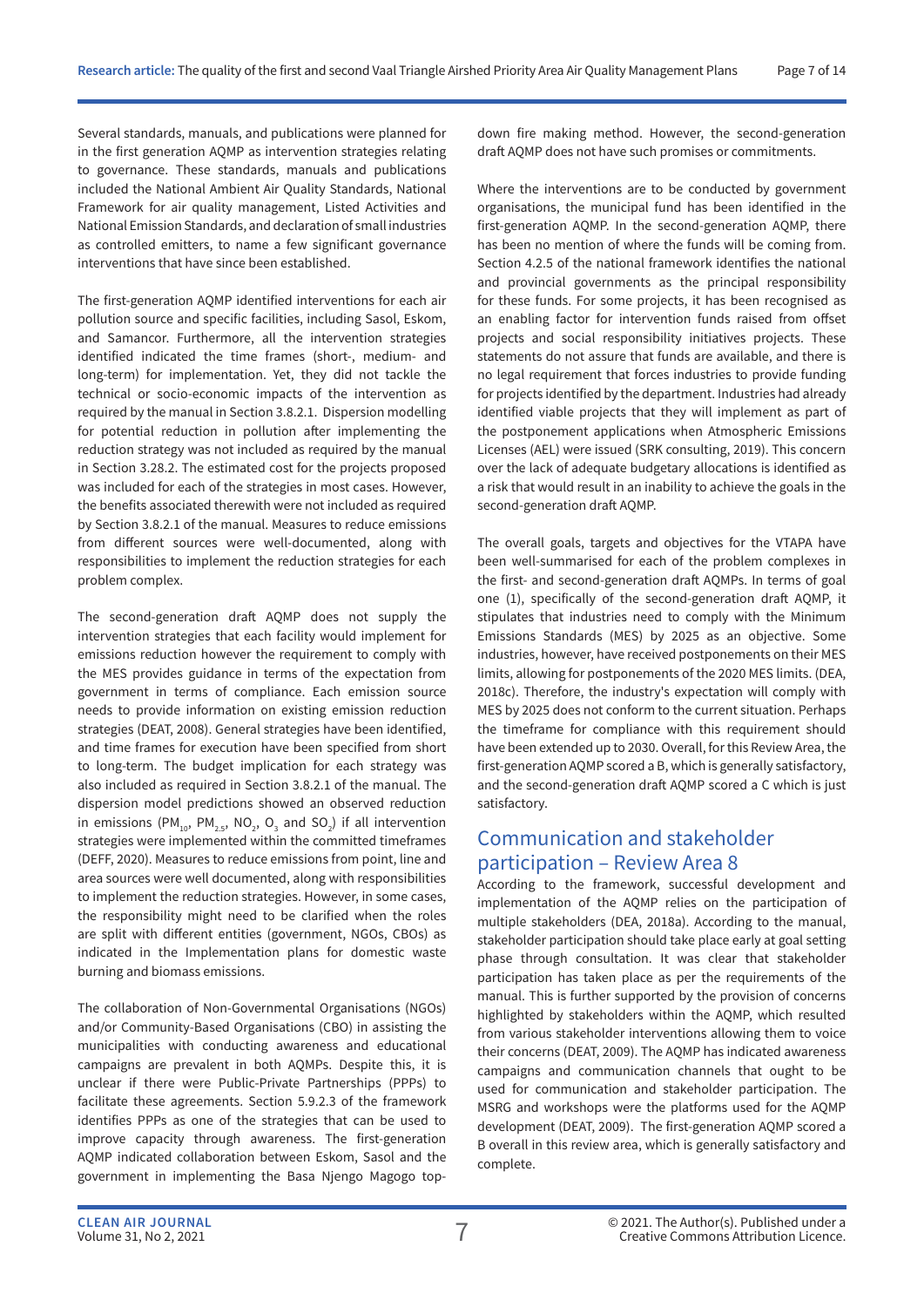Several standards, manuals, and publications were planned for in the first generation AQMP as intervention strategies relating to governance. These standards, manuals and publications included the National Ambient Air Quality Standards, National Framework for air quality management, Listed Activities and National Emission Standards, and declaration of small industries as controlled emitters, to name a few significant governance interventions that have since been established.

The first-generation AQMP identified interventions for each air pollution source and specific facilities, including Sasol, Eskom, and Samancor. Furthermore, all the intervention strategies identified indicated the time frames (short-, medium- and long-term) for implementation. Yet, they did not tackle the technical or socio-economic impacts of the intervention as required by the manual in Section 3.8.2.1. Dispersion modelling for potential reduction in pollution after implementing the reduction strategy was not included as required by the manual in Section 3.28.2. The estimated cost for the projects proposed was included for each of the strategies in most cases. However, the benefits associated therewith were not included as required by Section 3.8.2.1 of the manual. Measures to reduce emissions from different sources were well-documented, along with responsibilities to implement the reduction strategies for each problem complex.

The second-generation draft AQMP does not supply the intervention strategies that each facility would implement for emissions reduction however the requirement to comply with the MES provides guidance in terms of the expectation from government in terms of compliance. Each emission source needs to provide information on existing emission reduction strategies (DEAT, 2008). General strategies have been identified, and time frames for execution have been specified from short to long-term. The budget implication for each strategy was also included as required in Section 3.8.2.1 of the manual. The dispersion model predictions showed an observed reduction in emissions ($PM_{10}$, $PM_{2.5}$, $NO_2$, $O_3$ and $SO_2$) if all intervention strategies were implemented within the committed timeframes (DEFF, 2020). Measures to reduce emissions from point, line and area sources were well documented, along with responsibilities to implement the reduction strategies. However, in some cases, the responsibility might need to be clarified when the roles are split with different entities (government, NGOs, CBOs) as indicated in the Implementation plans for domestic waste burning and biomass emissions.

The collaboration of Non-Governmental Organisations (NGOs) and/or Community-Based Organisations (CBO) in assisting the municipalities with conducting awareness and educational campaigns are prevalent in both AQMPs. Despite this, it is unclear if there were Public-Private Partnerships (PPPs) to facilitate these agreements. Section 5.9.2.3 of the framework identifies PPPs as one of the strategies that can be used to improve capacity through awareness. The first-generation AQMP indicated collaboration between Eskom, Sasol and the government in implementing the Basa Njengo Magogo top-down fire making method. However, the second-generation draft AQMP does not have such promises or commitments.

Where the interventions are to be conducted by government organisations, the municipal fund has been identified in the first-generation AQMP. In the second-generation AQMP, there has been no mention of where the funds will be coming from. Section 4.2.5 of the national framework identifies the national and provincial governments as the principal responsibility for these funds. For some projects, it has been recognised as an enabling factor for intervention funds raised from offset projects and social responsibility initiatives projects. These statements do not assure that funds are available, and there is no legal requirement that forces industries to provide funding for projects identified by the department. Industries had already identified viable projects that they will implement as part of the postponement applications when Atmospheric Emissions Licenses (AEL) were issued (SRK consulting, 2019). This concern over the lack of adequate budgetary allocations is identified as a risk that would result in an inability to achieve the goals in the second-generation draft AQMP.

The overall goals, targets and objectives for the VTAPA have been well-summarised for each of the problem complexes in the first- and second-generation draft AQMPs. In terms of goal one (1), specifically of the second-generation draft AQMP, it stipulates that industries need to comply with the Minimum Emissions Standards (MES) by 2025 as an objective. Some industries, however, have received postponements on their MES limits, allowing for postponements of the 2020 MES limits. (DEA, 2018c). Therefore, the industry's expectation will comply with MES by 2025 does not conform to the current situation. Perhaps the timeframe for compliance with this requirement should have been extended up to 2030. Overall, for this Review Area, the first-generation AQMP scored a B, which is generally satisfactory, and the second-generation draft AQMP scored a C which is just satisfactory.

## Communication and stakeholder participation – Review Area 8

According to the framework, successful development and implementation of the AQMP relies on the participation of multiple stakeholders (DEA, 2018a). According to the manual, stakeholder participation should take place early at goal setting phase through consultation. It was clear that stakeholder participation has taken place as per the requirements of the manual. This is further supported by the provision of concerns highlighted by stakeholders within the AQMP, which resulted from various stakeholder interventions allowing them to voice their concerns (DEAT, 2009). The AQMP has indicated awareness campaigns and communication channels that ought to be used for communication and stakeholder participation. The MSRG and workshops were the platforms used for the AQMP development (DEAT, 2009). The first-generation AQMP scored a B overall in this review area, which is generally satisfactory and complete.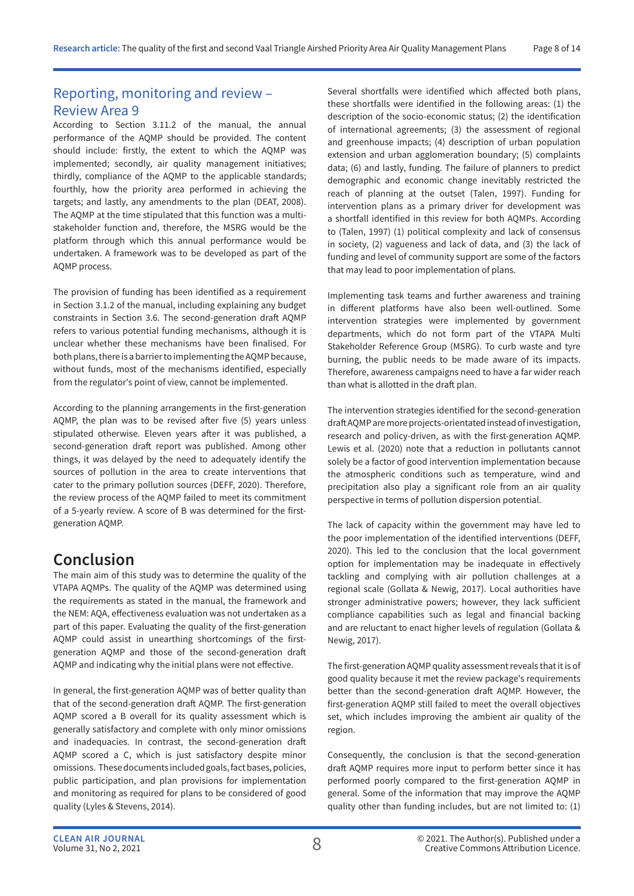## Reporting, monitoring and review – Review Area 9

According to Section 3.11.2 of the manual, the annual performance of the AQMP should be provided. The content should include: firstly, the extent to which the AQMP was implemented; secondly, air quality management initiatives; thirdly, compliance of the AQMP to the applicable standards; fourthly, how the priority area performed in achieving the targets; and lastly, any amendments to the plan (DEAT, 2008). The AQMP at the time stipulated that this function was a multi-stakeholder function and, therefore, the MSRG would be the platform through which this annual performance would be undertaken. A framework was to be developed as part of the AQMP process.

The provision of funding has been identified as a requirement in Section 3.1.2 of the manual, including explaining any budget constraints in Section 3.6. The second-generation draft AQMP refers to various potential funding mechanisms, although it is unclear whether these mechanisms have been finalised. For both plans, there is a barrier to implementing the AQMP because, without funds, most of the mechanisms identified, especially from the regulator's point of view, cannot be implemented.

According to the planning arrangements in the first-generation AQMP, the plan was to be revised after five (5) years unless stipulated otherwise. Eleven years after it was published, a second-generation draft report was published. Among other things, it was delayed by the need to adequately identify the sources of pollution in the area to create interventions that cater to the primary pollution sources (DEFF, 2020). Therefore, the review process of the AQMP failed to meet its commitment of a 5-yearly review. A score of B was determined for the first-generation AQMP.

# Conclusion

The main aim of this study was to determine the quality of the VTAPA AQMPs. The quality of the AQMP was determined using the requirements as stated in the manual, the framework and the NEM: AQA, effectiveness evaluation was not undertaken as a part of this paper. Evaluating the quality of the first-generation AQMP could assist in unearthing shortcomings of the first-generation AQMP and those of the second-generation draft AQMP and indicating why the initial plans were not effective.

In general, the first-generation AQMP was of better quality than that of the second-generation draft AQMP. The first-generation AQMP scored a B overall for its quality assessment which is generally satisfactory and complete with only minor omissions and inadequacies. In contrast, the second-generation draft AQMP scored a C, which is just satisfactory despite minor omissions. These documents included goals, fact bases, policies, public participation, and plan provisions for implementation and monitoring as required for plans to be considered of good quality (Lyles & Stevens, 2014).

Several shortfalls were identified which affected both plans, these shortfalls were identified in the following areas: (1) the description of the socio-economic status; (2) the identification of international agreements; (3) the assessment of regional and greenhouse impacts; (4) description of urban population extension and urban agglomeration boundary; (5) complaints data; (6) and lastly, funding. The failure of planners to predict demographic and economic change inevitably restricted the reach of planning at the outset (Talen, 1997). Funding for intervention plans as a primary driver for development was a shortfall identified in this review for both AQMPs. According to (Talen, 1997) (1) political complexity and lack of consensus in society, (2) vagueness and lack of data, and (3) the lack of funding and level of community support are some of the factors that may lead to poor implementation of plans.

Implementing task teams and further awareness and training in different platforms have also been well-outlined. Some intervention strategies were implemented by government departments, which do not form part of the VTAPA Multi Stakeholder Reference Group (MSRG). To curb waste and tyre burning, the public needs to be made aware of its impacts. Therefore, awareness campaigns need to have a far wider reach than what is allotted in the draft plan.

The intervention strategies identified for the second-generation draft AQMP are more projects-orientated instead of investigation, research and policy-driven, as with the first-generation AQMP. Lewis et al. (2020) note that a reduction in pollutants cannot solely be a factor of good intervention implementation because the atmospheric conditions such as temperature, wind and precipitation also play a significant role from an air quality perspective in terms of pollution dispersion potential.

The lack of capacity within the government may have led to the poor implementation of the identified interventions (DEFF, 2020). This led to the conclusion that the local government option for implementation may be inadequate in effectively tackling and complying with air pollution challenges at a regional scale (Gollata & Newig, 2017). Local authorities have stronger administrative powers; however, they lack sufficient compliance capabilities such as legal and financial backing and are reluctant to enact higher levels of regulation (Gollata & Newig, 2017).

The first-generation AQMP quality assessment reveals that it is of good quality because it met the review package's requirements better than the second-generation draft AQMP. However, the first-generation AQMP still failed to meet the overall objectives set, which includes improving the ambient air quality of the region.

Consequently, the conclusion is that the second-generation draft AQMP requires more input to perform better since it has performed poorly compared to the first-generation AQMP in general. Some of the information that may improve the AQMP quality other than funding includes, but are not limited to: (1)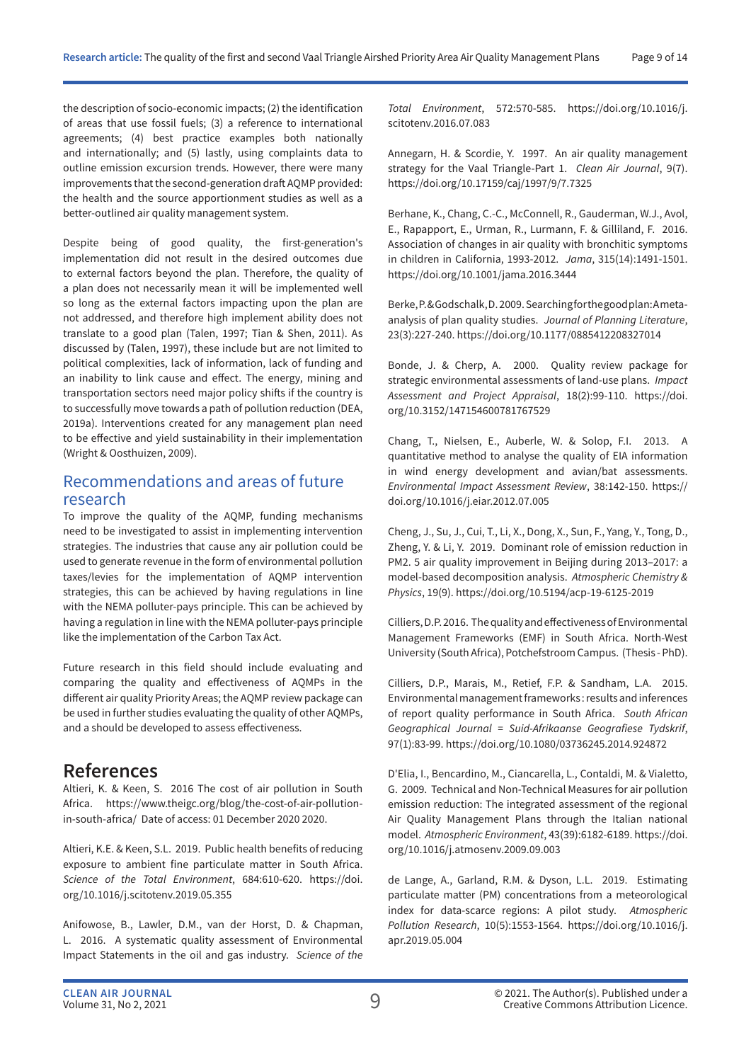the description of socio-economic impacts; (2) the identification of areas that use fossil fuels; (3) a reference to international agreements; (4) best practice examples both nationally and internationally; and (5) lastly, using complaints data to outline emission excursion trends. However, there were many improvements that the second-generation draft AQMP provided: the health and the source apportionment studies as well as a better-outlined air quality management system.

Despite being of good quality, the first-generation's implementation did not result in the desired outcomes due to external factors beyond the plan. Therefore, the quality of a plan does not necessarily mean it will be implemented well so long as the external factors impacting upon the plan are not addressed, and therefore high implement ability does not translate to a good plan (Talen, 1997; Tian & Shen, 2011). As discussed by (Talen, 1997), these include but are not limited to political complexities, lack of information, lack of funding and an inability to link cause and effect. The energy, mining and transportation sectors need major policy shifts if the country is to successfully move towards a path of pollution reduction (DEA, 2019a). Interventions created for any management plan need to be effective and yield sustainability in their implementation (Wright & Oosthuizen, 2009).

## Recommendations and areas of future research

To improve the quality of the AQMP, funding mechanisms need to be investigated to assist in implementing intervention strategies. The industries that cause any air pollution could be used to generate revenue in the form of environmental pollution taxes/levies for the implementation of AQMP intervention strategies, this can be achieved by having regulations in line with the NEMA polluter-pays principle. This can be achieved by having a regulation in line with the NEMA polluter-pays principle like the implementation of the Carbon Tax Act.

Future research in this field should include evaluating and comparing the quality and effectiveness of AQMPs in the different air quality Priority Areas; the AQMP review package can be used in further studies evaluating the quality of other AQMPs, and a should be developed to assess effectiveness.

# References

Altieri, K. & Keen, S. 2016 The cost of air pollution in South Africa. https://www.theigc.org/blog/the-cost-of-air-pollution-in-south-africa/ Date of access: 01 December 2020 2020.

Altieri, K.E. & Keen, S.L. 2019. Public health benefits of reducing exposure to ambient fine particulate matter in South Africa. *Science of the Total Environment*, 684:610-620. https://doi.org/10.1016/j.scitotenv.2019.05.355

Anifowose, B., Lawler, D.M., van der Horst, D. & Chapman, L. 2016. A systematic quality assessment of Environmental Impact Statements in the oil and gas industry. *Science of the Total Environment*, 572:570-585. https://doi.org/10.1016/j.scitotenv.2016.07.083

Annegarn, H. & Scordie, Y. 1997. An air quality management strategy for the Vaal Triangle-Part 1. *Clean Air Journal*, 9(7). https://doi.org/10.17159/caj/1997/9/7.7325

Berhane, K., Chang, C.-C., McConnell, R., Gauderman, W.J., Avol, E., Rapapport, E., Urman, R., Lurmann, F. & Gilliland, F. 2016. Association of changes in air quality with bronchitic symptoms in children in California, 1993-2012. *Jama*, 315(14):1491-1501. https://doi.org/10.1001/jama.2016.3444

Berke, P. & Godschalk, D. 2009. Searching for the good plan: A meta-analysis of plan quality studies. *Journal of Planning Literature*, 23(3):227-240. https://doi.org/10.1177/0885412208327014

Bonde, J. & Cherp, A. 2000. Quality review package for strategic environmental assessments of land-use plans. *Impact Assessment and Project Appraisal*, 18(2):99-110. https://doi.org/10.3152/147154600781767529

Chang, T., Nielsen, E., Auberle, W. & Solop, F.I. 2013. A quantitative method to analyse the quality of EIA information in wind energy development and avian/bat assessments. *Environmental Impact Assessment Review*, 38:142-150. https://doi.org/10.1016/j.eiar.2012.07.005

Cheng, J., Su, J., Cui, T., Li, X., Dong, X., Sun, F., Yang, Y., Tong, D., Zheng, Y. & Li, Y. 2019. Dominant role of emission reduction in PM2. 5 air quality improvement in Beijing during 2013–2017: a model-based decomposition analysis. *Atmospheric Chemistry & Physics*, 19(9). https://doi.org/10.5194/acp-19-6125-2019

Cilliers, D.P. 2016. The quality and effectiveness of Environmental Management Frameworks (EMF) in South Africa. North-West University (South Africa), Potchefstroom Campus. (Thesis - PhD).

Cilliers, D.P., Marais, M., Retief, F.P. & Sandham, L.A. 2015. Environmental management frameworks: results and inferences of report quality performance in South Africa. *South African Geographical Journal = Suid-Afrikaanse Geografiese Tydskrif*, 97(1):83-99. https://doi.org/10.1080/03736245.2014.924872

D'Elia, I., Bencardino, M., Ciancarella, L., Contaldi, M. & Vialetto, G. 2009. Technical and Non-Technical Measures for air pollution emission reduction: The integrated assessment of the regional Air Quality Management Plans through the Italian national model. *Atmospheric Environment*, 43(39):6182-6189. https://doi.org/10.1016/j.atmosenv.2009.09.003

de Lange, A., Garland, R.M. & Dyson, L.L. 2019. Estimating particulate matter (PM) concentrations from a meteorological index for data-scarce regions: A pilot study. *Atmospheric Pollution Research*, 10(5):1553-1564. https://doi.org/10.1016/j.apr.2019.05.004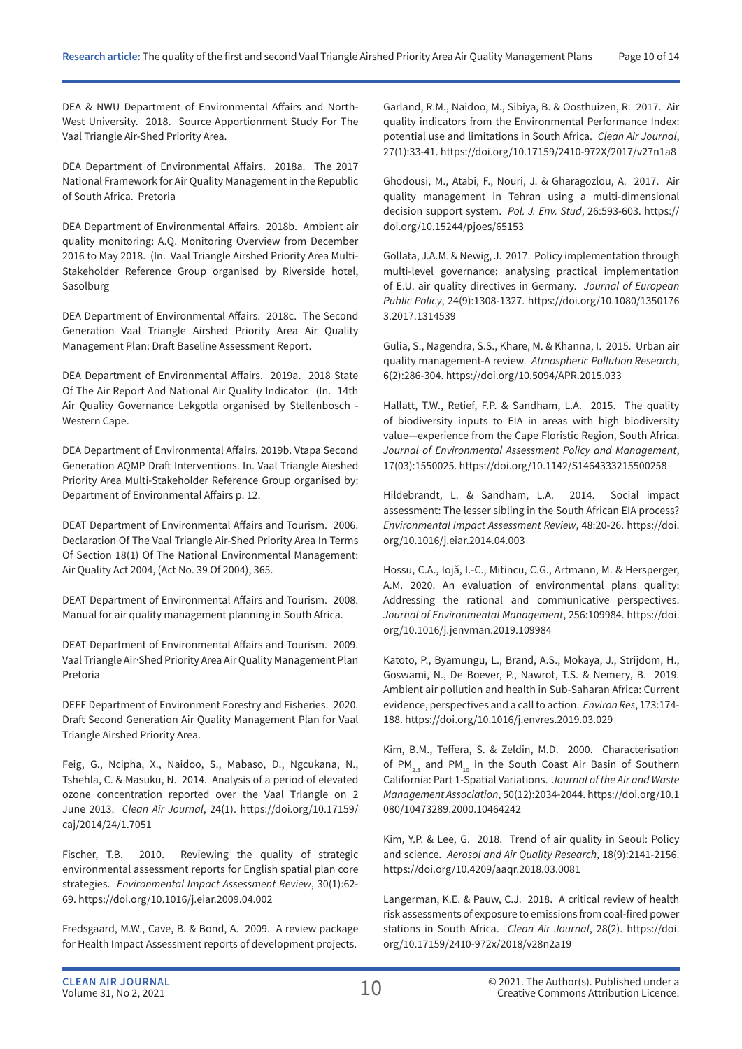DEA & NWU Department of Environmental Affairs and North-West University. 2018. Source Apportionment Study For The Vaal Triangle Air-Shed Priority Area.

DEA Department of Environmental Affairs. 2018a. The 2017 National Framework for Air Quality Management in the Republic of South Africa. Pretoria

DEA Department of Environmental Affairs. 2018b. Ambient air quality monitoring: A.Q. Monitoring Overview from December 2016 to May 2018. (In. Vaal Triangle Airshed Priority Area Multi-Stakeholder Reference Group organised by Riverside hotel, Sasolburg

DEA Department of Environmental Affairs. 2018c. The Second Generation Vaal Triangle Airshed Priority Area Air Quality Management Plan: Draft Baseline Assessment Report.

DEA Department of Environmental Affairs. 2019a. 2018 State Of The Air Report And National Air Quality Indicator. (In. 14th Air Quality Governance Lekgotla organised by Stellenbosch - Western Cape.

DEA Department of Environmental Affairs. 2019b. Vtapa Second Generation AQMP Draft Interventions. In. Vaal Triangle Aieshed Priority Area Multi-Stakeholder Reference Group organised by: Department of Environmental Affairs p. 12.

DEAT Department of Environmental Affairs and Tourism. 2006. Declaration Of The Vaal Triangle Air-Shed Priority Area In Terms Of Section 18(1) Of The National Environmental Management: Air Quality Act 2004, (Act No. 39 Of 2004), 365.

DEAT Department of Environmental Affairs and Tourism. 2008. Manual for air quality management planning in South Africa.

DEAT Department of Environmental Affairs and Tourism. 2009. Vaal Triangle Air-Shed Priority Area Air Quality Management Plan Pretoria

DEFF Department of Environment Forestry and Fisheries. 2020. Draft Second Generation Air Quality Management Plan for Vaal Triangle Airshed Priority Area.

Feig, G., Ncipha, X., Naidoo, S., Mabaso, D., Ngcukana, N., Tshehla, C. & Masuku, N. 2014. Analysis of a period of elevated ozone concentration reported over the Vaal Triangle on 2 June 2013. *Clean Air Journal*, 24(1). https://doi.org/10.17159/caj/2014/24/1.7051

Fischer, T.B. 2010. Reviewing the quality of strategic environmental assessment reports for English spatial plan core strategies. *Environmental Impact Assessment Review*, 30(1):62-69. https://doi.org/10.1016/j.eiar.2009.04.002

Fredsgaard, M.W., Cave, B. & Bond, A. 2009. A review package for Health Impact Assessment reports of development projects.

Garland, R.M., Naidoo, M., Sibiya, B. & Oosthuizen, R. 2017. Air quality indicators from the Environmental Performance Index: potential use and limitations in South Africa. *Clean Air Journal*, 27(1):33-41. https://doi.org/10.17159/2410-972X/2017/v27n1a8

Ghodousi, M., Atabi, F., Nouri, J. & Gharagozlou, A. 2017. Air quality management in Tehran using a multi-dimensional decision support system. *Pol. J. Env. Stud*, 26:593-603. https://doi.org/10.15244/pjoes/65153

Gollata, J.A.M. & Newig, J. 2017. Policy implementation through multi-level governance: analysing practical implementation of E.U. air quality directives in Germany. *Journal of European Public Policy*, 24(9):1308-1327. https://doi.org/10.1080/13501763.2017.1314539

Gulia, S., Nagendra, S.S., Khare, M. & Khanna, I. 2015. Urban air quality management-A review. *Atmospheric Pollution Research*, 6(2):286-304. https://doi.org/10.5094/APR.2015.033

Hallatt, T.W., Retief, F.P. & Sandham, L.A. 2015. The quality of biodiversity inputs to EIA in areas with high biodiversity value—experience from the Cape Floristic Region, South Africa. *Journal of Environmental Assessment Policy and Management*, 17(03):1550025. https://doi.org/10.1142/S1464333215500258

Hildebrandt, L. & Sandham, L.A. 2014. Social impact assessment: The lesser sibling in the South African EIA process? *Environmental Impact Assessment Review*, 48:20-26. https://doi.org/10.1016/j.eiar.2014.04.003

Hossu, C.A., Iojă, I.-C., Mitincu, C.G., Artmann, M. & Hersperger, A.M. 2020. An evaluation of environmental plans quality: Addressing the rational and communicative perspectives. *Journal of Environmental Management*, 256:109984. https://doi.org/10.1016/j.jenvman.2019.109984

Katoto, P., Byamungu, L., Brand, A.S., Mokaya, J., Strijdom, H., Goswami, N., De Boever, P., Nawrot, T.S. & Nemery, B. 2019. Ambient air pollution and health in Sub-Saharan Africa: Current evidence, perspectives and a call to action. *Environ Res*, 173:174-188. https://doi.org/10.1016/j.envres.2019.03.029

Kim, B.M., Teffera, S. & Zeldin, M.D. 2000. Characterisation of $PM_{2.5}$ and $PM_{10}$ in the South Coast Air Basin of Southern California: Part 1-Spatial Variations. *Journal of the Air and Waste Management Association*, 50(12):2034-2044. https://doi.org/10.1080/10473289.2000.10464242

Kim, Y.P. & Lee, G. 2018. Trend of air quality in Seoul: Policy and science. *Aerosol and Air Quality Research*, 18(9):2141-2156. https://doi.org/10.4209/aaqr.2018.03.0081

Langerman, K.E. & Pauw, C.J. 2018. A critical review of health risk assessments of exposure to emissions from coal-fired power stations in South Africa. *Clean Air Journal*, 28(2). https://doi.org/10.17159/2410-972x/2018/v28n2a19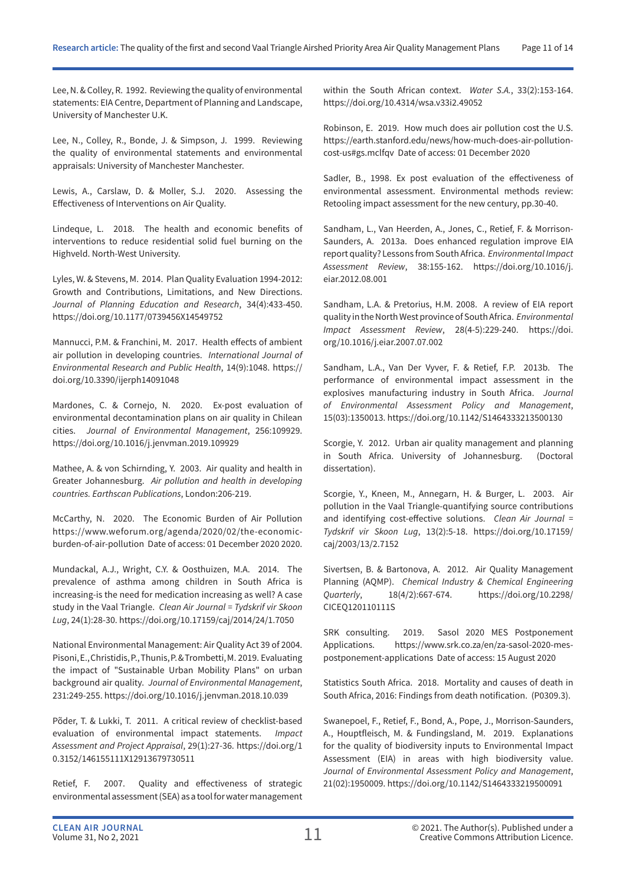Lee, N. & Colley, R. 1992. Reviewing the quality of environmental statements: EIA Centre, Department of Planning and Landscape, University of Manchester U.K.

Lee, N., Colley, R., Bonde, J. & Simpson, J. 1999. Reviewing the quality of environmental statements and environmental appraisals: University of Manchester Manchester.

Lewis, A., Carslaw, D. & Moller, S.J. 2020. Assessing the Effectiveness of Interventions on Air Quality.

Lindeque, L. 2018. The health and economic benefits of interventions to reduce residential solid fuel burning on the Highveld. North-West University.

Lyles, W. & Stevens, M. 2014. Plan Quality Evaluation 1994-2012: Growth and Contributions, Limitations, and New Directions. *Journal of Planning Education and Research*, 34(4):433-450. https://doi.org/10.1177/0739456X14549752

Mannucci, P.M. & Franchini, M. 2017. Health effects of ambient air pollution in developing countries. *International Journal of Environmental Research and Public Health*, 14(9):1048. https://doi.org/10.3390/ijerph14091048

Mardones, C. & Cornejo, N. 2020. Ex-post evaluation of environmental decontamination plans on air quality in Chilean cities. *Journal of Environmental Management*, 256:109929. https://doi.org/10.1016/j.jenvman.2019.109929

Mathee, A. & von Schirnding, Y. 2003. Air quality and health in Greater Johannesburg. *Air pollution and health in developing countries. Earthscan Publications*, London:206-219.

McCarthy, N. 2020. The Economic Burden of Air Pollution https://www.weforum.org/agenda/2020/02/the-economic-burden-of-air-pollution Date of access: 01 December 2020 2020.

Mundackal, A.J., Wright, C.Y. & Oosthuizen, M.A. 2014. The prevalence of asthma among children in South Africa is increasing-is the need for medication increasing as well? A case study in the Vaal Triangle. *Clean Air Journal = Tydskrif vir Skoon Lug*, 24(1):28-30. https://doi.org/10.17159/caj/2014/24/1.7050

National Environmental Management: Air Quality Act 39 of 2004.

Pisoni, E., Christidis, P., Thunis, P. & Trombetti, M. 2019. Evaluating the impact of "Sustainable Urban Mobility Plans" on urban background air quality. *Journal of Environmental Management*, 231:249-255. https://doi.org/10.1016/j.jenvman.2018.10.039

Põder, T. & Lukki, T. 2011. A critical review of checklist-based evaluation of environmental impact statements. *Impact Assessment and Project Appraisal*, 29(1):27-36. https://doi.org/10.3152/146155111X12913679730511

Retief, F. 2007. Quality and effectiveness of strategic environmental assessment (SEA) as a tool for water management within the South African context. *Water S.A.*, 33(2):153-164. https://doi.org/10.4314/wsa.v33i2.49052

Robinson, E. 2019. How much does air pollution cost the U.S. https://earth.stanford.edu/news/how-much-does-air-pollution-cost-us#gs.mclfqv Date of access: 01 December 2020

Sadler, B., 1998. Ex post evaluation of the effectiveness of environmental assessment. Environmental methods review: Retooling impact assessment for the new century, pp.30-40.

Sandham, L., Van Heerden, A., Jones, C., Retief, F. & Morrison-Saunders, A. 2013a. Does enhanced regulation improve EIA report quality? Lessons from South Africa. *Environmental Impact Assessment Review*, 38:155-162. https://doi.org/10.1016/j.eiar.2012.08.001

Sandham, L.A. & Pretorius, H.M. 2008. A review of EIA report quality in the North West province of South Africa. *Environmental Impact Assessment Review*, 28(4-5):229-240. https://doi.org/10.1016/j.eiar.2007.07.002

Sandham, L.A., Van Der Vyver, F. & Retief, F.P. 2013b. The performance of environmental impact assessment in the explosives manufacturing industry in South Africa. *Journal of Environmental Assessment Policy and Management*, 15(03):1350013. https://doi.org/10.1142/S1464333213500130

Scorgie, Y. 2012. Urban air quality management and planning in South Africa. University of Johannesburg. (Doctoral dissertation).

Scorgie, Y., Kneen, M., Annegarn, H. & Burger, L. 2003. Air pollution in the Vaal Triangle-quantifying source contributions and identifying cost-effective solutions. *Clean Air Journal = Tydskrif vir Skoon Lug*, 13(2):5-18. https://doi.org/10.17159/caj/2003/13/2.7152

Sivertsen, B. & Bartonova, A. 2012. Air Quality Management Planning (AQMP). *Chemical Industry & Chemical Engineering Quarterly*, 18(4/2):667-674. https://doi.org/10.2298/CICEQ120110111S

SRK consulting. 2019. Sasol 2020 MES Postponement Applications. https://www.srk.co.za/en/za-sasol-2020-mes-postponement-applications Date of access: 15 August 2020

Statistics South Africa. 2018. Mortality and causes of death in South Africa, 2016: Findings from death notification. (P0309.3).

Swanepoel, F., Retief, F., Bond, A., Pope, J., Morrison-Saunders, A., Houptfleisch, M. & Fundingsland, M. 2019. Explanations for the quality of biodiversity inputs to Environmental Impact Assessment (EIA) in areas with high biodiversity value. *Journal of Environmental Assessment Policy and Management*, 21(02):1950009. https://doi.org/10.1142/S1464333219500091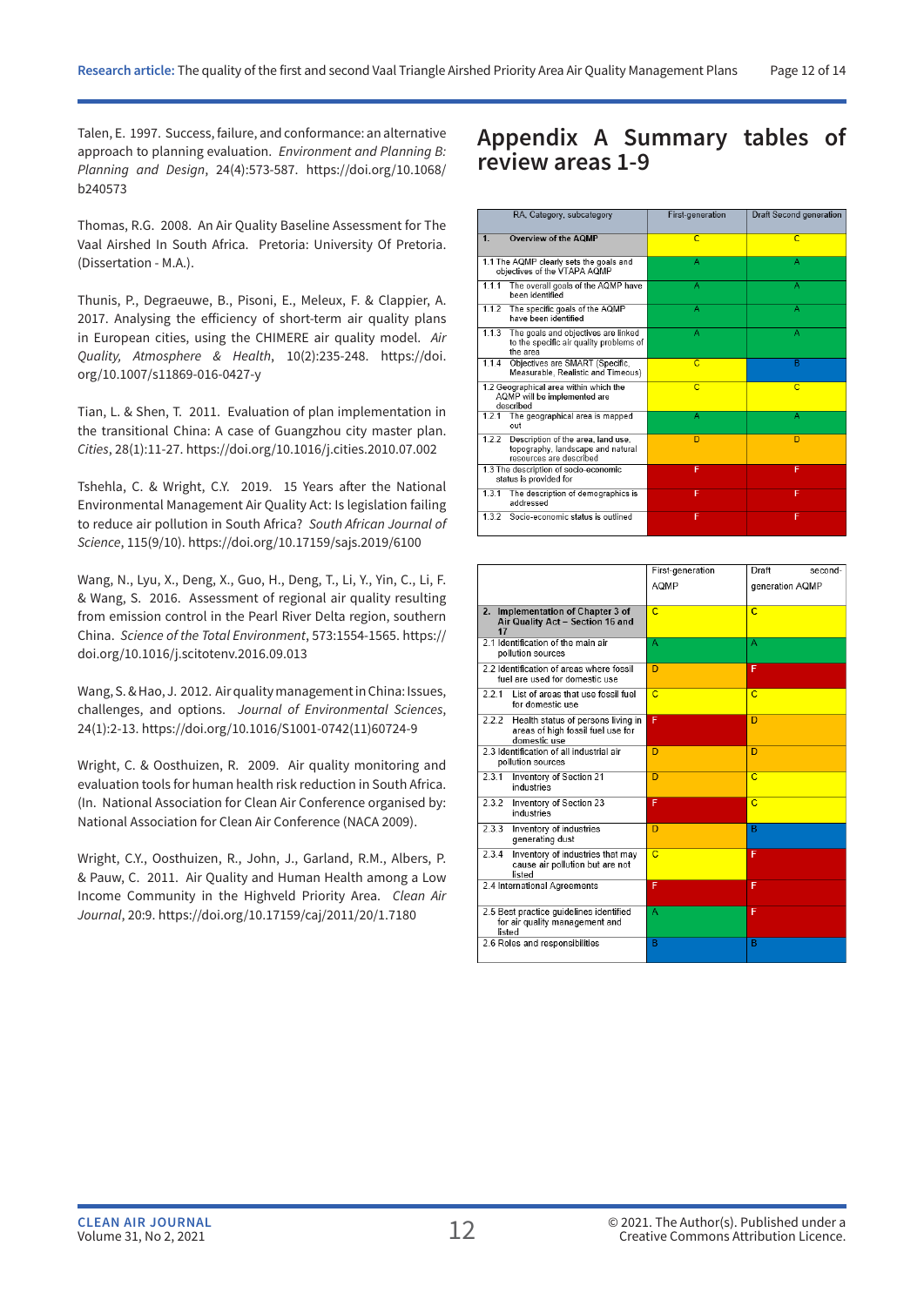Talen, E. 1997. Success, failure, and conformance: an alternative approach to planning evaluation. *Environment and Planning B: Planning and Design*, 24(4):573-587. https://doi.org/10.1068/b240573

Thomas, R.G. 2008. An Air Quality Baseline Assessment for The Vaal Airshed In South Africa. Pretoria: University Of Pretoria. (Dissertation - M.A.).

Thunis, P., Degraeuwe, B., Pisoni, E., Meleux, F. & Clappier, A. 2017. Analysing the efficiency of short-term air quality plans in European cities, using the CHIMERE air quality model. *Air Quality, Atmosphere & Health*, 10(2):235-248. https://doi.org/10.1007/s11869-016-0427-y

Tian, L. & Shen, T. 2011. Evaluation of plan implementation in the transitional China: A case of Guangzhou city master plan. *Cities*, 28(1):11-27. https://doi.org/10.1016/j.cities.2010.07.002

Tshehla, C. & Wright, C.Y. 2019. 15 Years after the National Environmental Management Air Quality Act: Is legislation failing to reduce air pollution in South Africa? *South African Journal of Science*, 115(9/10). https://doi.org/10.17159/sajs.2019/6100

Wang, N., Lyu, X., Deng, X., Guo, H., Deng, T., Li, Y., Yin, C., Li, F. & Wang, S. 2016. Assessment of regional air quality resulting from emission control in the Pearl River Delta region, southern China. *Science of the Total Environment*, 573:1554-1565. https://doi.org/10.1016/j.scitotenv.2016.09.013

Wang, S. & Hao, J. 2012. Air quality management in China: Issues, challenges, and options. *Journal of Environmental Sciences*, 24(1):2-13. https://doi.org/10.1016/S1001-0742(11)60724-9

Wright, C. & Oosthuizen, R. 2009. Air quality monitoring and evaluation tools for human health risk reduction in South Africa. (In. National Association for Clean Air Conference organised by: National Association for Clean Air Conference (NACA 2009).

Wright, C.Y., Oosthuizen, R., John, J., Garland, R.M., Albers, P. & Pauw, C. 2011. Air Quality and Human Health among a Low Income Community in the Highveld Priority Area. *Clean Air Journal*, 20:9. https://doi.org/10.17159/caj/2011/20/1.7180

# Appendix A Summary tables of review areas 1-9

| RA, Category, subcategory | First-generation | Draft Second generation |
|---|---|---|
| **1. Overview of the AQMP** | C | C |
| 1.1 The AQMP clearly sets the goals and objectives of the VTAPA AQMP | A | A |
| 1.1.1 The overall goals of the AQMP have been identified | A | A |
| 1.1.2 The specific goals of the AQMP have been identified | A | A |
| 1.1.3 The goals and objectives are linked to the specific air quality problems of the area | A | A |
| 1.1.4 Objectives are SMART (Specific, Measurable, Realistic and Timeous) | C | B |
| 1.2 Geographical area within which the AQMP will be implemented are described | C | C |
| 1.2.1 The geographical area is mapped out | A | A |
| 1.2.2 Description of the area, land use, topography, landscape and natural resources are described | D | D |
| 1.3 The description of socio-economic status is provided for | F | F |
| 1.3.1 The description of demographics is addressed | F | F |
| 1.3.2 Socio-economic status is outlined | F | F |

| | First-generation AQMP | Draft second-generation AQMP |
|---|---|---|
| **2. Implementation of Chapter 3 of Air Quality Act – Section 15 and 17** | C | C |
| 2.1 Identification of the main air pollution sources | A | A |
| 2.2 Identification of areas where fossil fuel are used for domestic use | D | F |
| 2.2.1 List of areas that use fossil fuel for domestic use | C | C |
| 2.2.2 Health status of persons living in areas of high fossil fuel use for domestic use | F | D |
| 2.3 Identification of all industrial air pollution sources | D | D |
| 2.3.1 Inventory of Section 21 industries | D | C |
| 2.3.2 Inventory of Section 23 industries | F | C |
| 2.3.3 Inventory of industries generating dust | D | B |
| 2.3.4 Inventory of industries that may cause air pollution but are not listed | C | F |
| 2.4 International Agreements | F | F |
| 2.5 Best practice guidelines identified for air quality management and listed | A | F |
| 2.6 Roles and responsibilities | B | B |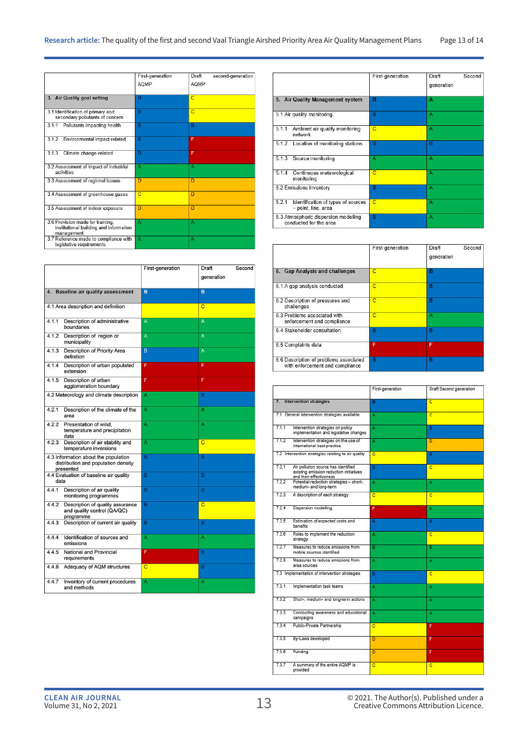| | First-generation AQMP | Draft second-generation AQMP |
|---|---|---|
| **3. Air Quality goal setting** | B | C |
| 3.1 Identification of primary and secondary pollutants of concern | B | C |
| 3.1.1 Pollutants impacting health | B | B |
| 3.1.2 Environmental impact-related | B | F |
| 3.1.3 Climate change-related | D | F |
| 3.2 Assessment of impact of industrial activities | A | A |
| 3.3 Assessment of regional issues | D | D |
| 3.4 Assessment of greenhouse gases | C | D |
| 3.5 Assessment of indoor exposure | D | D |
| 3.6 Provision made for training, institutional building and information management | A | A |
| 3.7 Reference made to compliance with legislative requirements | A | A |

| | First-generation | Draft Second generation |
|---|---|---|
| **4. Baseline air quality assessment** | B | B |
| 4.1 Area description and definition | | C |
| 4.1.1 Description of administrative boundaries | A | A |
| 4.1.2 Description of region or municipality | A | A |
| 4.1.3 Description of Priority Area definition | B | A |
| 4.1.4 Description of urban populated extension | F | F |
| 4.1.5 Description of urban agglomeration boundary | F | F |
| 4.2 Meteorology and climate description | A | B |
| 4.2.1 Description of the climate of the area | A | A |
| 4.2.2 Presentation of wind, temperature and precipitation data | A | A |
| 4.2.3 Description of air stability and temperature inversions | A | C |
| 4.3 Information about the population distribution and population density presented | B | B |
| 4.4 Evaluation of baseline air quality data | B | B |
| 4.4.1 Description of air quality monitoring programmes | B | B |
| 4.4.2 Description of quality assurance and quality control (QA/QC) programme | B | C |
| 4.4.3 Description of current air quality | B | B |
| 4.4.4 Identification of sources and emissions | A | A |
| 4.4.5 National and Provincial requirements | F | B |
| 4.4.6 Adequacy of AQM structures | C | B |
| 4.4.7 Inventory of current procedures and methods | A | A |

| | First-generation | Draft Second generation |
|---|---|---|
| **5. Air Quality Management system** | B | A |
| 5.1 Air quality monitoring | B | A |
| 5.1.1 Ambient air quality monitoring network | C | A |
| 5.1.2 Location of monitoring stations | B | B |
| 5.1.3 Source monitoring | A | A |
| 5.1.4 Continuous meteorological monitoring | C | A |
| 5.2 Emissions inventory | B | A |
| 5.2.1 Identification of types of sources – point, line, area | C | A |
| 5.3 Atmospheric dispersion modelling conducted for the area | B | A |

| | First-generation | Draft Second generation |
|---|---|---|
| **6. Gap Analysis and challenges** | C | B |
| 6.1 A gap analysis conducted | C | B |
| 6.2 Description of pressures and challenges | C | B |
| 6.3 Problems associated with enforcement and compliance | C | A |
| 6.4 Stakeholder consultation | B | B |
| 6.5 Complaints data | F | F |
| 6.6 Description of problems associated with enforcement and compliance | B | B |

| | First-generation | Draft Second generation |
|---|---|---|
| **7. Intervention strategies** | B | C |
| 7.1 General intervention strategies available | A | C |
| 7.1.1 Intervention strategies on policy implementation and legislative changes | A | B |
| 7.1.2 Intervention strategies on the use of international best practice | A | D |
| 7.2 Intervention strategies relating to air quality | C | B |
| 7.2.1 Air pollution source has identified existing emission reduction initiatives and their effectiveness | B | C |
| 7.2.2 Potential reduction strategies – short-, medium- and long-term | A | A |
| 7.2.3 A description of each strategy | C | C |
| 7.2.4 Dispersion modeling | F | A |
| 7.2.5 Estimation of expected costs and benefits | B | B |
| 7.2.6 Roles to implement the reduction strategy | A | C |
| 7.2.7 Measures to reduce emissions from mobile sources identified | B | B |
| 7.2.8 Measures to reduce emissions from area sources | A | A |
| 7.3 Implementation of intervention strategies | B | C |
| 7.3.1 Implementation task teams | A | A |
| 7.3.2 Short-, medium- and long-term actions | A | A |
| 7.3.3 Conducting awareness and educational campaigns | A | A |
| 7.3.4 Public-Private Partnership | C | F |
| 7.3.5 By-Laws developed | D | F |
| 7.3.6 Funding | D | F |
| 7.3.7 A summary of the entire AQMP is provided | C | C |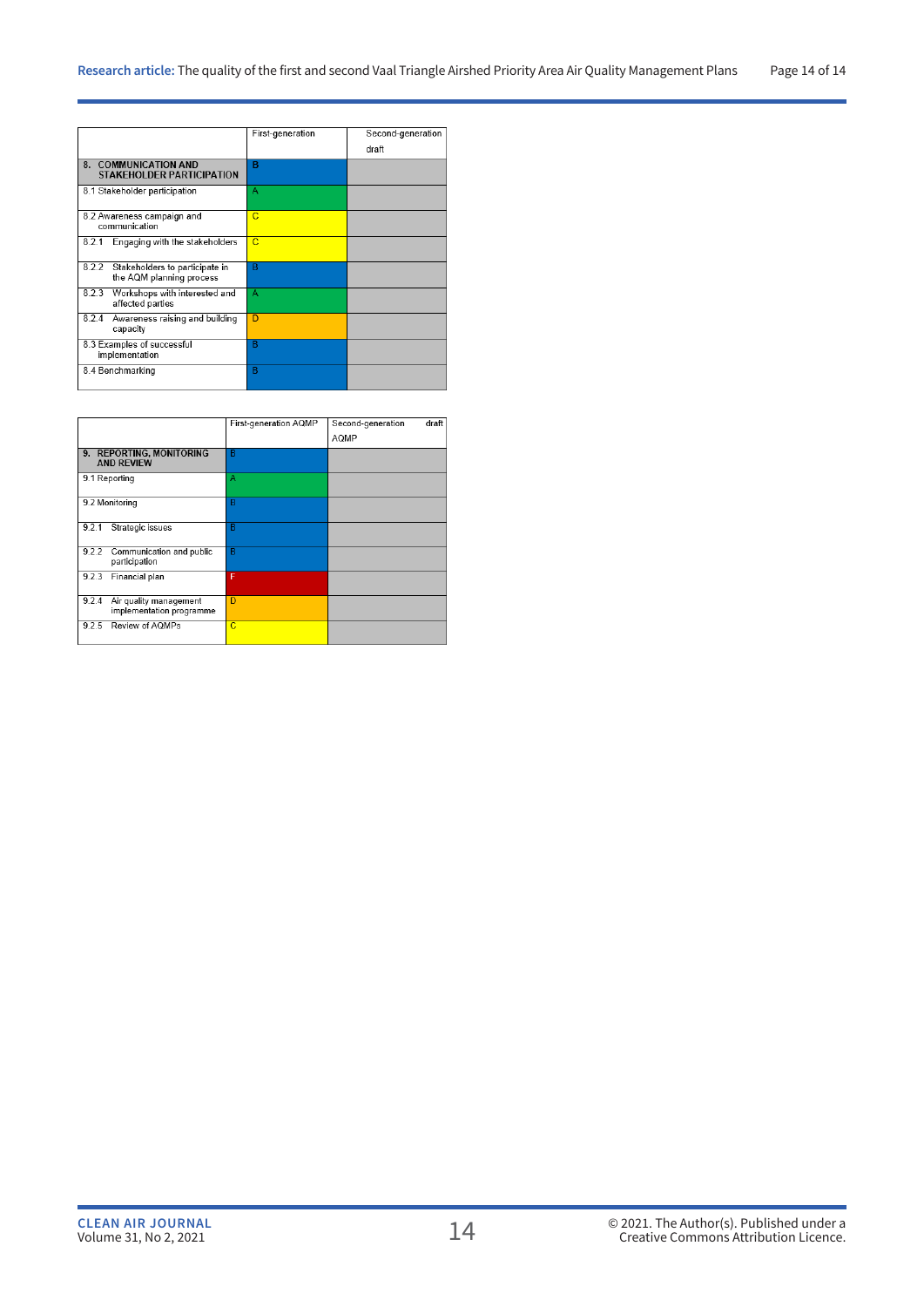| | First-generation | Second-generation draft |
|---|---|---|
| **8. COMMUNICATION AND STAKEHOLDER PARTICIPATION** | B | |
| 8.1 Stakeholder participation | A | |
| 8.2 Awareness campaign and communication | C | |
| 8.2.1 Engaging with the stakeholders | C | |
| 8.2.2 Stakeholders to participate in the AQM planning process | B | |
| 8.2.3 Workshops with interested and affected parties | A | |
| 8.2.4 Awareness raising and building capacity | D | |
| 8.3 Examples of successful implementation | B | |
| 8.4 Benchmarking | B | |

| | First-generation AQMP | Second-generation draft AQMP |
|---|---|---|
| **9. REPORTING, MONITORING AND REVIEW** | B | |
| 9.1 Reporting | A | |
| 9.2 Monitoring | B | |
| 9.2.1 Strategic issues | B | |
| 9.2.2 Communication and public participation | B | |
| 9.2.3 Financial plan | F | |
| 9.2.4 Air quality management implementation programme | D | |
| 9.2.5 Review of AQMPs | C | |